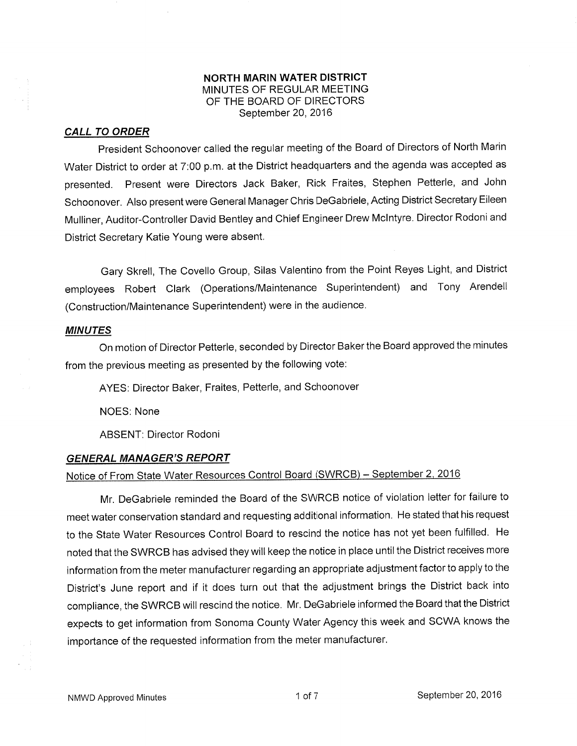# NORTH MARIN WATER DISTRICT
## MINUTES OF REGULAR MEETING OF THE BOARD OF DIRECTORS
### September 20, 2016

***CALL TO ORDER***

President Schoonover called the regular meeting of the Board of Directors of North Marin Water District to order at 7:00 p.m. at the District headquarters and the agenda was accepted as presented. Present were Directors Jack Baker, Rick Fraites, Stephen Petterle, and John Schoonover. Also present were General Manager Chris DeGabriele, Acting District Secretary Eileen Mulliner, Auditor-Controller David Bentley and Chief Engineer Drew McIntyre. Director Rodoni and District Secretary Katie Young were absent.

Gary Skrell, The Covello Group, Silas Valentino from the Point Reyes Light, and District employees Robert Clark (Operations/Maintenance Superintendent) and Tony Arendell (Construction/Maintenance Superintendent) were in the audience.

***MINUTES***

On motion of Director Petterle, seconded by Director Baker the Board approved the minutes from the previous meeting as presented by the following vote:

AYES: Director Baker, Fraites, Petterle, and Schoonover

NOES: None

ABSENT: Director Rodoni

***GENERAL MANAGER'S REPORT***

Notice of From State Water Resources Control Board (SWRCB) – September 2, 2016

Mr. DeGabriele reminded the Board of the SWRCB notice of violation letter for failure to meet water conservation standard and requesting additional information. He stated that his request to the State Water Resources Control Board to rescind the notice has not yet been fulfilled. He noted that the SWRCB has advised they will keep the notice in place until the District receives more information from the meter manufacturer regarding an appropriate adjustment factor to apply to the District's June report and if it does turn out that the adjustment brings the District back into compliance, the SWRCB will rescind the notice. Mr. DeGabriele informed the Board that the District expects to get information from Sonoma County Water Agency this week and SCWA knows the importance of the requested information from the meter manufacturer.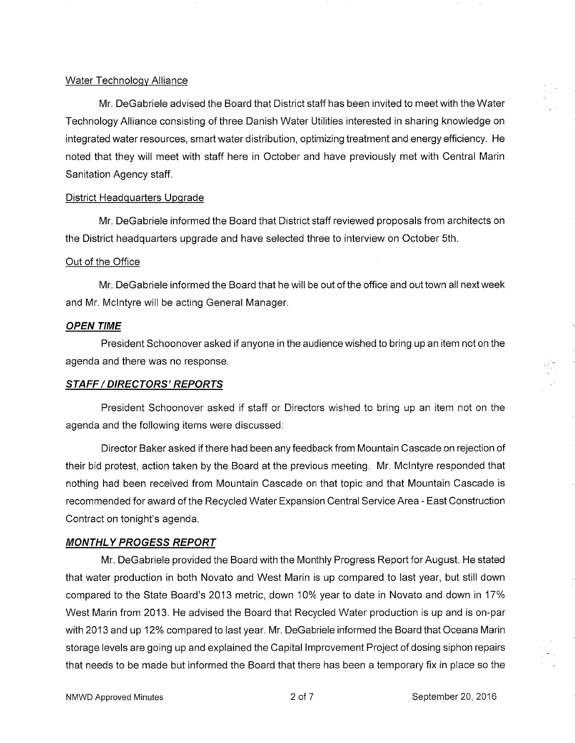Water Technology Alliance

Mr. DeGabriele advised the Board that District staff has been invited to meet with the Water Technology Alliance consisting of three Danish Water Utilities interested in sharing knowledge on integrated water resources, smart water distribution, optimizing treatment and energy efficiency. He noted that they will meet with staff here in October and have previously met with Central Marin Sanitation Agency staff.

District Headquarters Upgrade

Mr. DeGabriele informed the Board that District staff reviewed proposals from architects on the District headquarters upgrade and have selected three to interview on October 5th.

Out of the Office

Mr. DeGabriele informed the Board that he will be out of the office and out town all next week and Mr. McIntyre will be acting General Manager.

***OPEN TIME***

President Schoonover asked if anyone in the audience wished to bring up an item not on the agenda and there was no response.

***STAFF / DIRECTORS' REPORTS***

President Schoonover asked if staff or Directors wished to bring up an item not on the agenda and the following items were discussed:

Director Baker asked if there had been any feedback from Mountain Cascade on rejection of their bid protest, action taken by the Board at the previous meeting. Mr. McIntyre responded that nothing had been received from Mountain Cascade on that topic and that Mountain Cascade is recommended for award of the Recycled Water Expansion Central Service Area - East Construction Contract on tonight's agenda.

***MONTHLY PROGESS REPORT***

Mr. DeGabriele provided the Board with the Monthly Progress Report for August. He stated that water production in both Novato and West Marin is up compared to last year, but still down compared to the State Board's 2013 metric, down 10% year to date in Novato and down in 17% West Marin from 2013. He advised the Board that Recycled Water production is up and is on-par with 2013 and up 12% compared to last year. Mr. DeGabriele informed the Board that Oceana Marin storage levels are going up and explained the Capital Improvement Project of dosing siphon repairs that needs to be made but informed the Board that there has been a temporary fix in place so the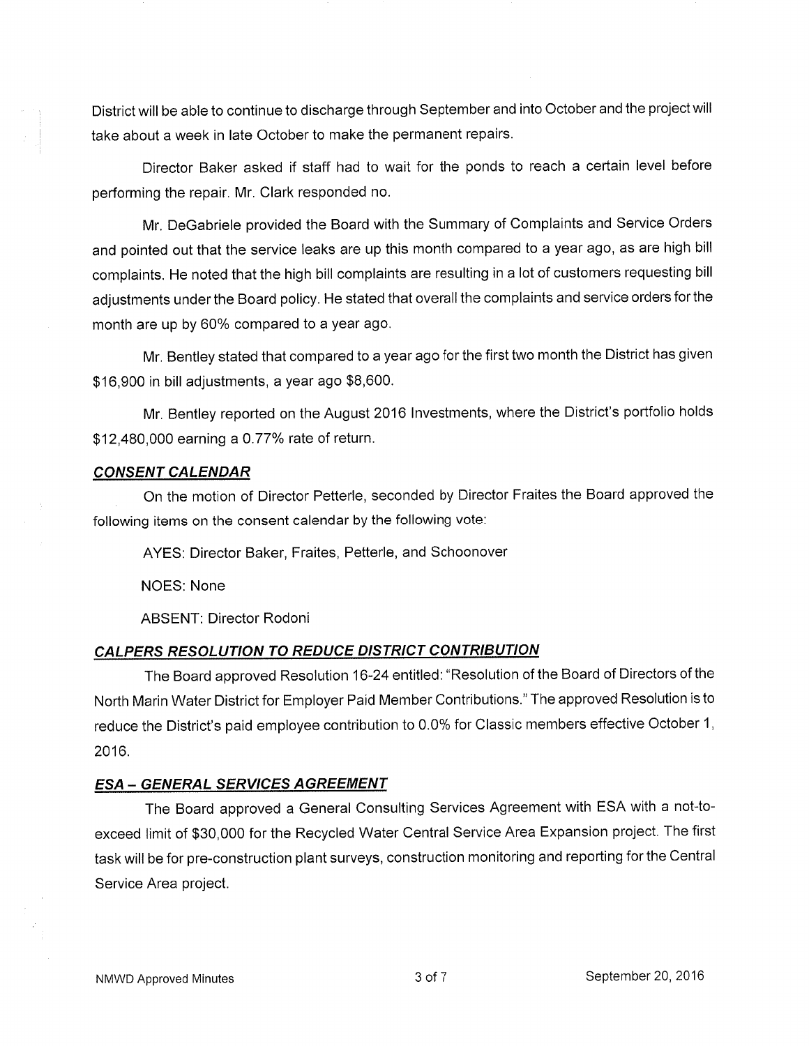District will be able to continue to discharge through September and into October and the project will take about a week in late October to make the permanent repairs.

Director Baker asked if staff had to wait for the ponds to reach a certain level before performing the repair. Mr. Clark responded no.

Mr. DeGabriele provided the Board with the Summary of Complaints and Service Orders and pointed out that the service leaks are up this month compared to a year ago, as are high bill complaints. He noted that the high bill complaints are resulting in a lot of customers requesting bill adjustments under the Board policy. He stated that overall the complaints and service orders for the month are up by 60% compared to a year ago.

Mr. Bentley stated that compared to a year ago for the first two month the District has given $16,900 in bill adjustments, a year ago $8,600.

Mr. Bentley reported on the August 2016 Investments, where the District's portfolio holds $12,480,000 earning a 0.77% rate of return.

## ***CONSENT CALENDAR***

On the motion of Director Petterle, seconded by Director Fraites the Board approved the following items on the consent calendar by the following vote:

AYES: Director Baker, Fraites, Petterle, and Schoonover

NOES: None

ABSENT: Director Rodoni

## ***CALPERS RESOLUTION TO REDUCE DISTRICT CONTRIBUTION***

The Board approved Resolution 16-24 entitled: "Resolution of the Board of Directors of the North Marin Water District for Employer Paid Member Contributions." The approved Resolution is to reduce the District's paid employee contribution to 0.0% for Classic members effective October 1, 2016.

## ***ESA – GENERAL SERVICES AGREEMENT***

The Board approved a General Consulting Services Agreement with ESA with a not-to-exceed limit of $30,000 for the Recycled Water Central Service Area Expansion project. The first task will be for pre-construction plant surveys, construction monitoring and reporting for the Central Service Area project.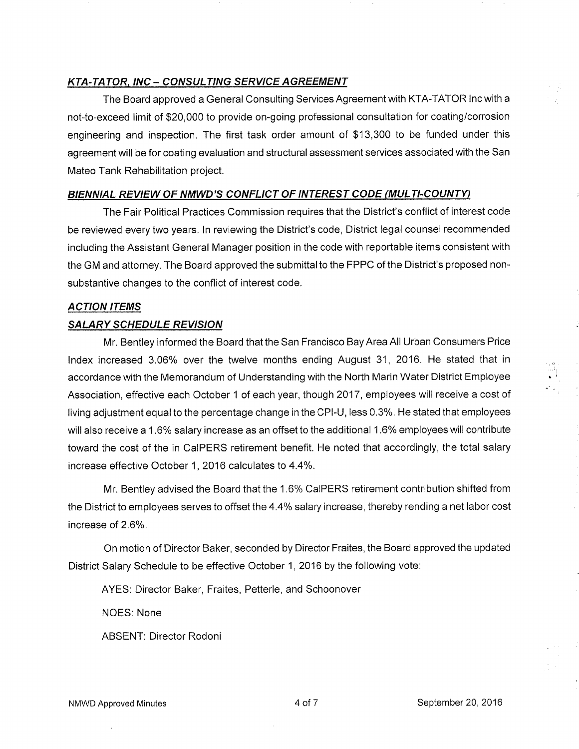### ***KTA-TATOR, INC – CONSULTING SERVICE AGREEMENT***

The Board approved a General Consulting Services Agreement with KTA-TATOR Inc with a not-to-exceed limit of $20,000 to provide on-going professional consultation for coating/corrosion engineering and inspection. The first task order amount of $13,300 to be funded under this agreement will be for coating evaluation and structural assessment services associated with the San Mateo Tank Rehabilitation project.

### ***BIENNIAL REVIEW OF NMWD'S CONFLICT OF INTEREST CODE (MULTI-COUNTY)***

The Fair Political Practices Commission requires that the District's conflict of interest code be reviewed every two years. In reviewing the District's code, District legal counsel recommended including the Assistant General Manager position in the code with reportable items consistent with the GM and attorney. The Board approved the submittal to the FPPC of the District's proposed non-substantive changes to the conflict of interest code.

### ***ACTION ITEMS***

### ***SALARY SCHEDULE REVISION***

Mr. Bentley informed the Board that the San Francisco Bay Area All Urban Consumers Price Index increased 3.06% over the twelve months ending August 31, 2016. He stated that in accordance with the Memorandum of Understanding with the North Marin Water District Employee Association, effective each October 1 of each year, though 2017, employees will receive a cost of living adjustment equal to the percentage change in the CPI-U, less 0.3%. He stated that employees will also receive a 1.6% salary increase as an offset to the additional 1.6% employees will contribute toward the cost of the in CalPERS retirement benefit. He noted that accordingly, the total salary increase effective October 1, 2016 calculates to 4.4%.

Mr. Bentley advised the Board that the 1.6% CalPERS retirement contribution shifted from the District to employees serves to offset the 4.4% salary increase, thereby rending a net labor cost increase of 2.6%.

On motion of Director Baker, seconded by Director Fraites, the Board approved the updated District Salary Schedule to be effective October 1, 2016 by the following vote:

AYES: Director Baker, Fraites, Petterle, and Schoonover

NOES: None

ABSENT: Director Rodoni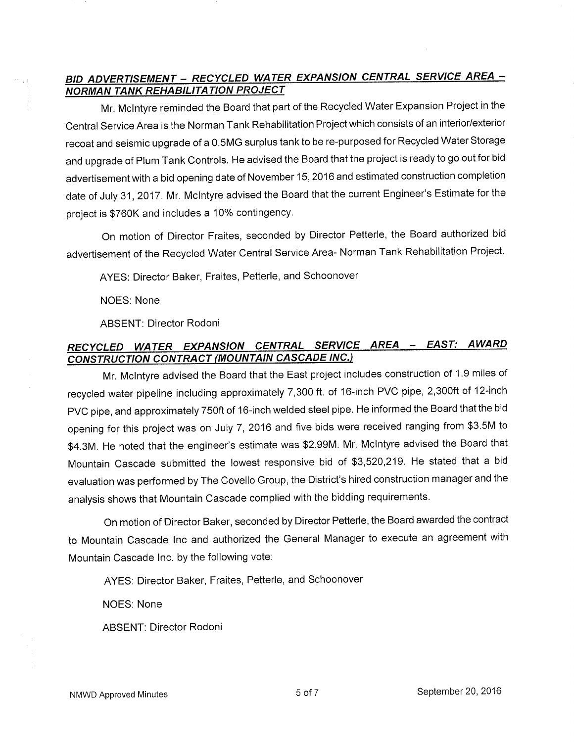## ***BID ADVERTISEMENT – RECYCLED WATER EXPANSION CENTRAL SERVICE AREA – NORMAN TANK REHABILITATION PROJECT***

Mr. McIntyre reminded the Board that part of the Recycled Water Expansion Project in the Central Service Area is the Norman Tank Rehabilitation Project which consists of an interior/exterior recoat and seismic upgrade of a 0.5MG surplus tank to be re-purposed for Recycled Water Storage and upgrade of Plum Tank Controls. He advised the Board that the project is ready to go out for bid advertisement with a bid opening date of November 15, 2016 and estimated construction completion date of July 31, 2017. Mr. McIntyre advised the Board that the current Engineer's Estimate for the project is $760K and includes a 10% contingency.

On motion of Director Fraites, seconded by Director Petterle, the Board authorized bid advertisement of the Recycled Water Central Service Area- Norman Tank Rehabilitation Project.

AYES: Director Baker, Fraites, Petterle, and Schoonover

NOES: None

ABSENT: Director Rodoni

## ***RECYCLED WATER EXPANSION CENTRAL SERVICE AREA – EAST: AWARD CONSTRUCTION CONTRACT (MOUNTAIN CASCADE INC.)***

Mr. McIntyre advised the Board that the East project includes construction of 1.9 miles of recycled water pipeline including approximately 7,300 ft. of 16-inch PVC pipe, 2,300ft of 12-inch PVC pipe, and approximately 750ft of 16-inch welded steel pipe. He informed the Board that the bid opening for this project was on July 7, 2016 and five bids were received ranging from $3.5M to $4.3M. He noted that the engineer's estimate was $2.99M. Mr. McIntyre advised the Board that Mountain Cascade submitted the lowest responsive bid of $3,520,219. He stated that a bid evaluation was performed by The Covello Group, the District's hired construction manager and the analysis shows that Mountain Cascade complied with the bidding requirements.

On motion of Director Baker, seconded by Director Petterle, the Board awarded the contract to Mountain Cascade Inc and authorized the General Manager to execute an agreement with Mountain Cascade Inc. by the following vote:

AYES: Director Baker, Fraites, Petterle, and Schoonover

NOES: None

ABSENT: Director Rodoni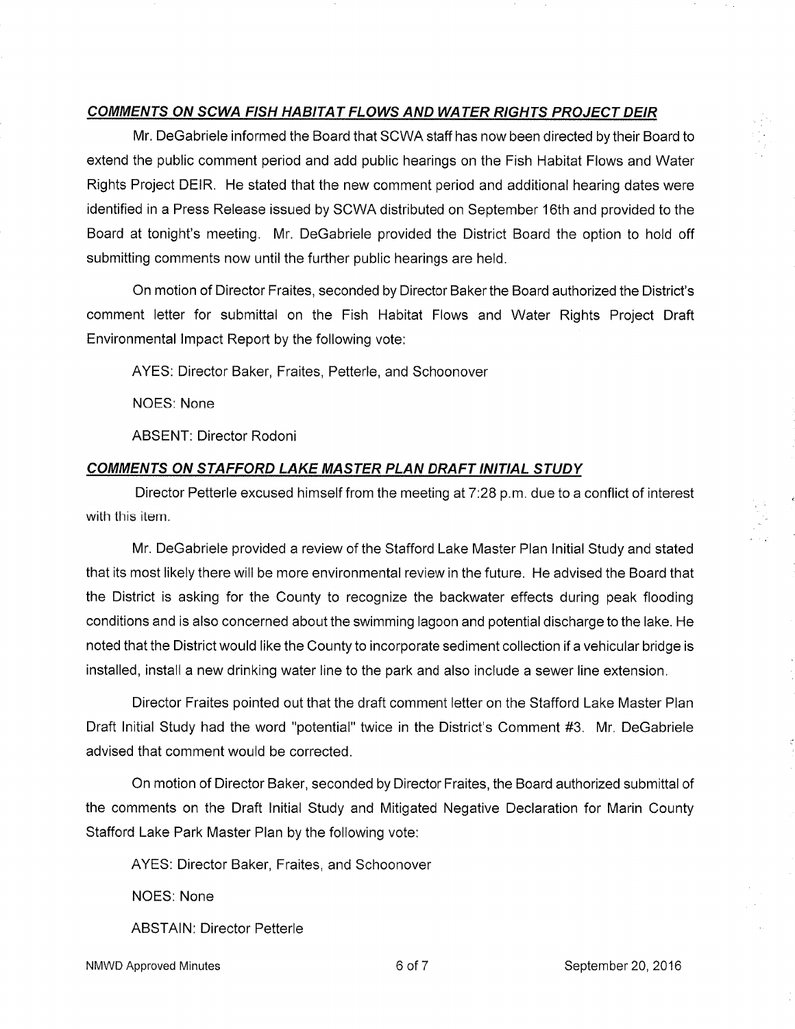***COMMENTS ON SCWA FISH HABITAT FLOWS AND WATER RIGHTS PROJECT DEIR***

Mr. DeGabriele informed the Board that SCWA staff has now been directed by their Board to extend the public comment period and add public hearings on the Fish Habitat Flows and Water Rights Project DEIR. He stated that the new comment period and additional hearing dates were identified in a Press Release issued by SCWA distributed on September 16th and provided to the Board at tonight's meeting. Mr. DeGabriele provided the District Board the option to hold off submitting comments now until the further public hearings are held.

On motion of Director Fraites, seconded by Director Baker the Board authorized the District's comment letter for submittal on the Fish Habitat Flows and Water Rights Project Draft Environmental Impact Report by the following vote:

AYES: Director Baker, Fraites, Petterle, and Schoonover

NOES: None

ABSENT: Director Rodoni

***COMMENTS ON STAFFORD LAKE MASTER PLAN DRAFT INITIAL STUDY***

Director Petterle excused himself from the meeting at 7:28 p.m. due to a conflict of interest with this item.

Mr. DeGabriele provided a review of the Stafford Lake Master Plan Initial Study and stated that its most likely there will be more environmental review in the future. He advised the Board that the District is asking for the County to recognize the backwater effects during peak flooding conditions and is also concerned about the swimming lagoon and potential discharge to the lake. He noted that the District would like the County to incorporate sediment collection if a vehicular bridge is installed, install a new drinking water line to the park and also include a sewer line extension.

Director Fraites pointed out that the draft comment letter on the Stafford Lake Master Plan Draft Initial Study had the word "potential" twice in the District's Comment #3. Mr. DeGabriele advised that comment would be corrected.

On motion of Director Baker, seconded by Director Fraites, the Board authorized submittal of the comments on the Draft Initial Study and Mitigated Negative Declaration for Marin County Stafford Lake Park Master Plan by the following vote:

AYES: Director Baker, Fraites, and Schoonover

NOES: None

ABSTAIN: Director Petterle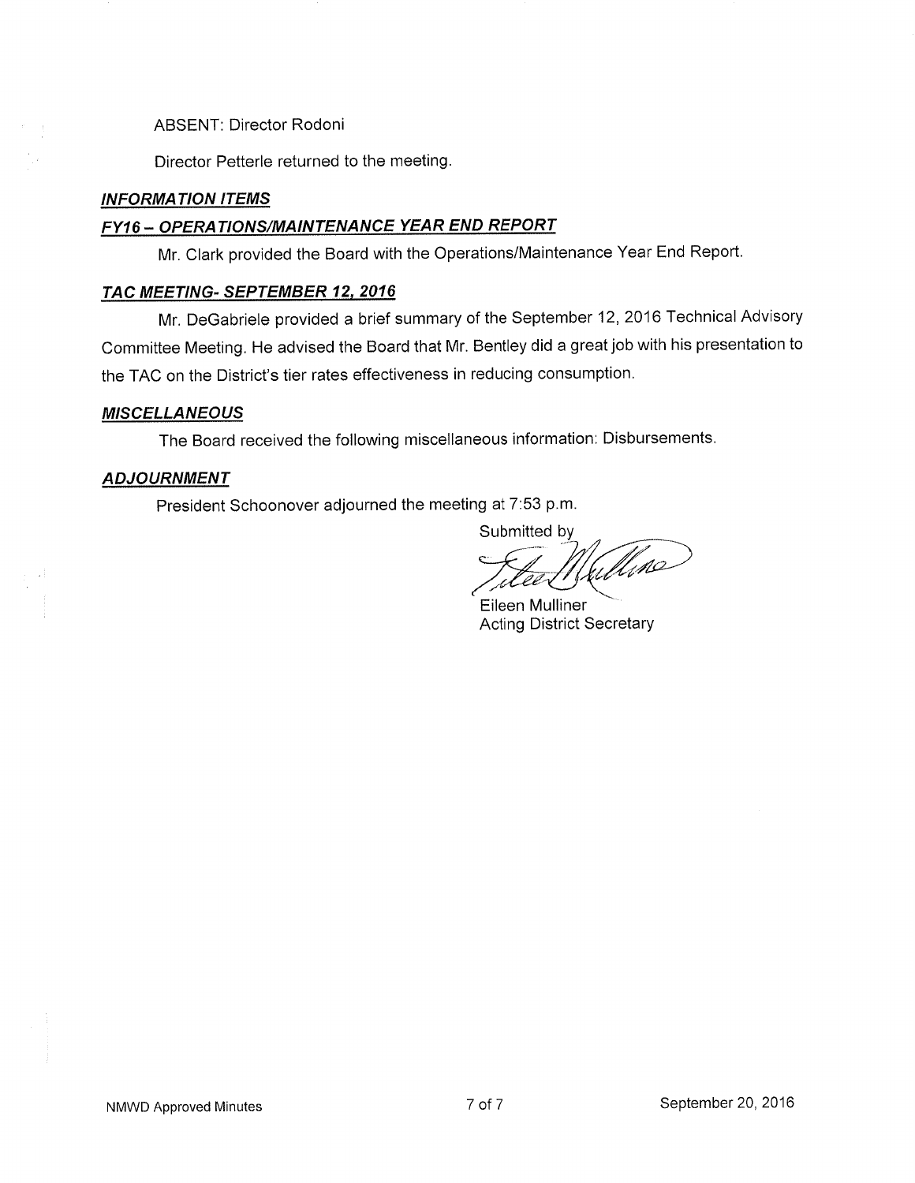ABSENT: Director Rodoni

Director Petterle returned to the meeting.

***INFORMATION ITEMS***

***FY16 – OPERATIONS/MAINTENANCE YEAR END REPORT***

Mr. Clark provided the Board with the Operations/Maintenance Year End Report.

***TAC MEETING- SEPTEMBER 12, 2016***

Mr. DeGabriele provided a brief summary of the September 12, 2016 Technical Advisory Committee Meeting. He advised the Board that Mr. Bentley did a great job with his presentation to the TAC on the District's tier rates effectiveness in reducing consumption.

***MISCELLANEOUS***

The Board received the following miscellaneous information: Disbursements.

***ADJOURNMENT***

President Schoonover adjourned the meeting at 7:53 p.m.

Submitted by

Eileen Mulliner
Acting District Secretary